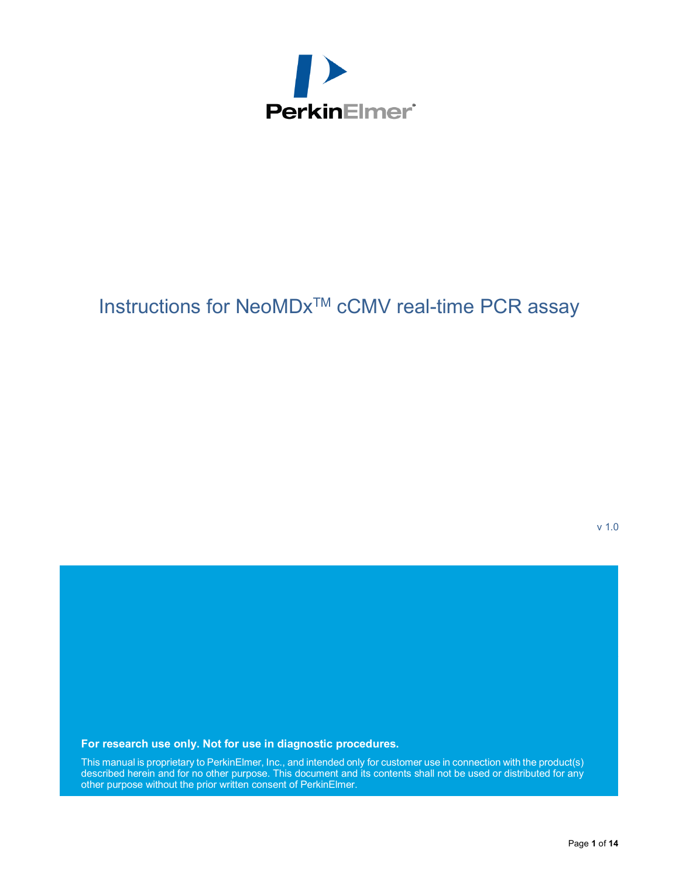PerkinElmer®

# Instructions for NeoMDx™ cCMV real-time PCR assay

v 1.0

**For research use only. Not for use in diagnostic procedures.**

This manual is proprietary to PerkinElmer, Inc., and intended only for customer use in connection with the product(s) described herein and for no other purpose. This document and its contents shall not be used or distributed for any other purpose without the prior written consent of PerkinElmer.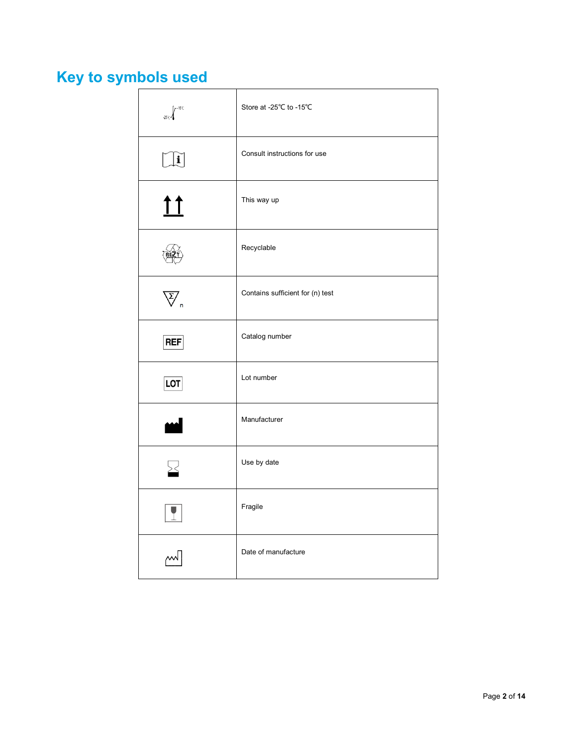## Key to symbols used

| Symbol | Meaning |
|---|---|
| -25°C – -15°C | Store at -25℃ to -15℃ |
| | Consult instructions for use |
| | This way up |
| RESY | Recyclable |
| Σ n | Contains sufficient for (n) test |
| REF | Catalog number |
| LOT | Lot number |
| | Manufacturer |
| | Use by date |
| | Fragile |
| | Date of manufacture |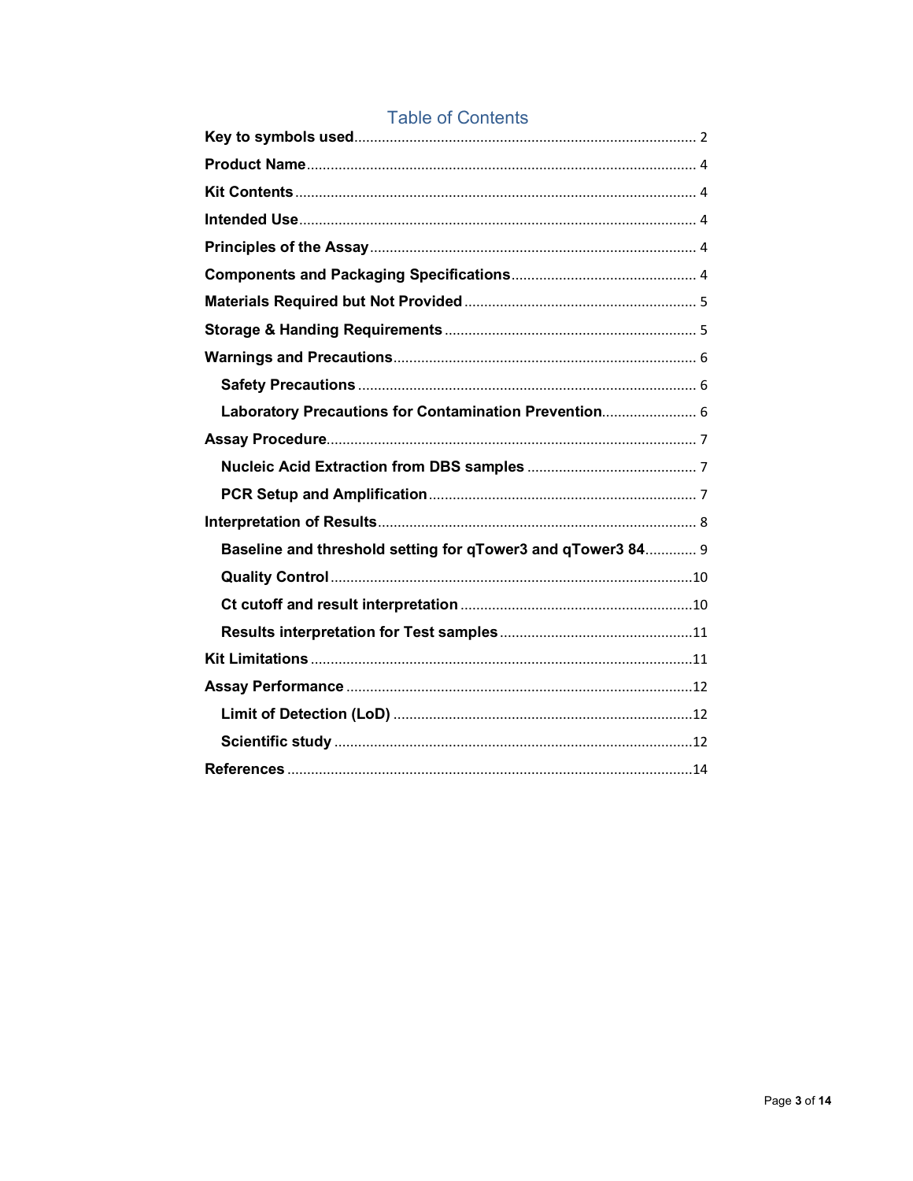# Table of Contents

- **Key to symbols used** ..... 2
- **Product Name** ..... 4
- **Kit Contents** ..... 4
- **Intended Use** ..... 4
- **Principles of the Assay** ..... 4
- **Components and Packaging Specifications** ..... 4
- **Materials Required but Not Provided** ..... 5
- **Storage & Handing Requirements** ..... 5
- **Warnings and Precautions** ..... 6
  - **Safety Precautions** ..... 6
  - **Laboratory Precautions for Contamination Prevention** ..... 6
- **Assay Procedure** ..... 7
  - **Nucleic Acid Extraction from DBS samples** ..... 7
  - **PCR Setup and Amplification** ..... 7
- **Interpretation of Results** ..... 8
  - **Baseline and threshold setting for qTower3 and qTower3 84** ..... 9
  - **Quality Control** ..... 10
  - **Ct cutoff and result interpretation** ..... 10
  - **Results interpretation for Test samples** ..... 11
- **Kit Limitations** ..... 11
- **Assay Performance** ..... 12
  - **Limit of Detection (LoD)** ..... 12
  - **Scientific study** ..... 12
- **References** ..... 14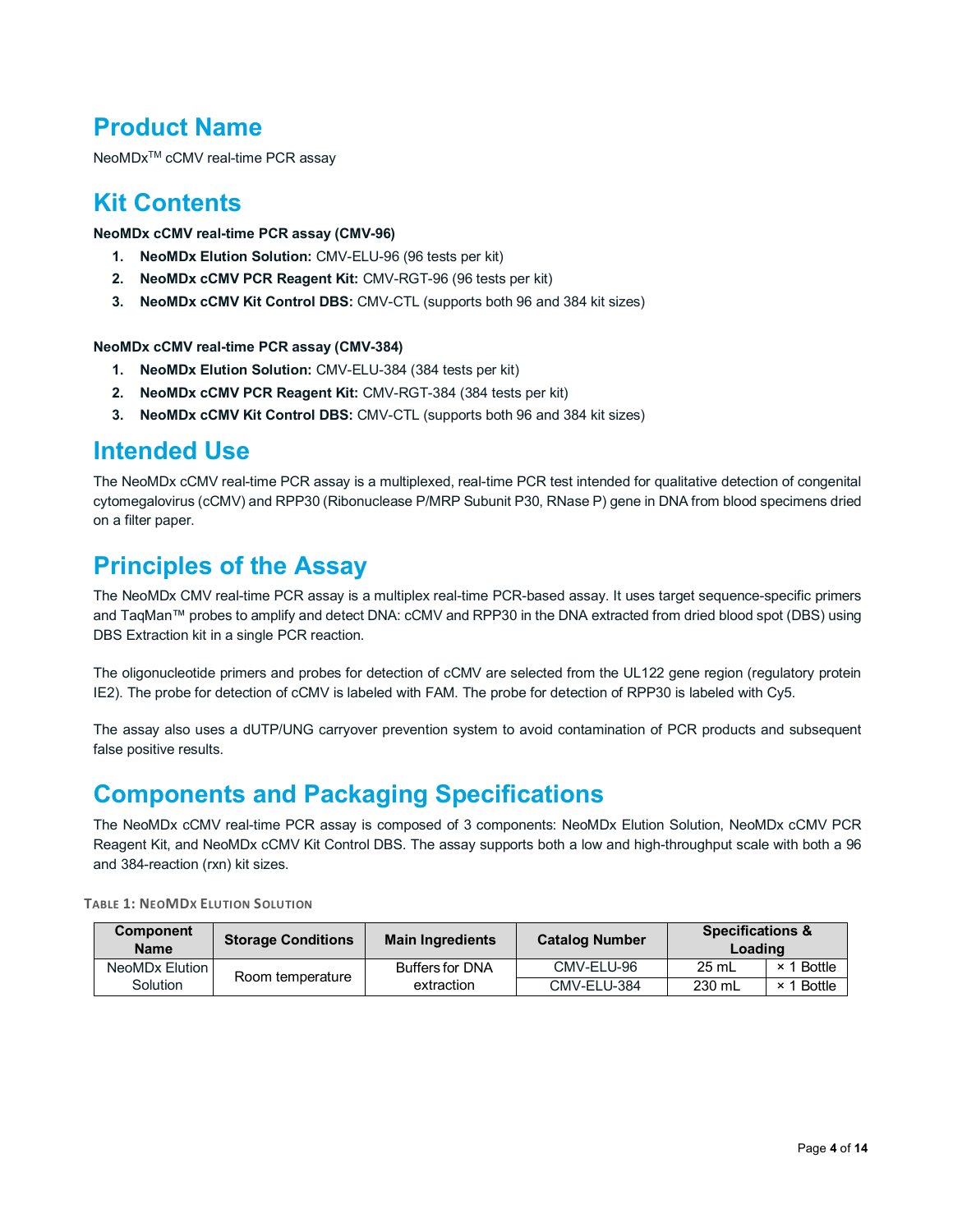# Product Name

NeoMDx[TM] cCMV real-time PCR assay

# Kit Contents

**NeoMDx cCMV real-time PCR assay (CMV-96)**

1. **NeoMDx Elution Solution:** CMV-ELU-96 (96 tests per kit)
2. **NeoMDx cCMV PCR Reagent Kit:** CMV-RGT-96 (96 tests per kit)
3. **NeoMDx cCMV Kit Control DBS:** CMV-CTL (supports both 96 and 384 kit sizes)

**NeoMDx cCMV real-time PCR assay (CMV-384)**

1. **NeoMDx Elution Solution:** CMV-ELU-384 (384 tests per kit)
2. **NeoMDx cCMV PCR Reagent Kit:** CMV-RGT-384 (384 tests per kit)
3. **NeoMDx cCMV Kit Control DBS:** CMV-CTL (supports both 96 and 384 kit sizes)

# Intended Use

The NeoMDx cCMV real-time PCR assay is a multiplexed, real-time PCR test intended for qualitative detection of congenital cytomegalovirus (cCMV) and RPP30 (Ribonuclease P/MRP Subunit P30, RNase P) gene in DNA from blood specimens dried on a filter paper.

# Principles of the Assay

The NeoMDx CMV real-time PCR assay is a multiplex real-time PCR-based assay. It uses target sequence-specific primers and TaqMan™ probes to amplify and detect DNA: cCMV and RPP30 in the DNA extracted from dried blood spot (DBS) using DBS Extraction kit in a single PCR reaction.

The oligonucleotide primers and probes for detection of cCMV are selected from the UL122 gene region (regulatory protein IE2). The probe for detection of cCMV is labeled with FAM. The probe for detection of RPP30 is labeled with Cy5.

The assay also uses a dUTP/UNG carryover prevention system to avoid contamination of PCR products and subsequent false positive results.

# Components and Packaging Specifications

The NeoMDx cCMV real-time PCR assay is composed of 3 components: NeoMDx Elution Solution, NeoMDx cCMV PCR Reagent Kit, and NeoMDx cCMV Kit Control DBS. The assay supports both a low and high-throughput scale with both a 96 and 384-reaction (rxn) kit sizes.

**Table 1: NeoMDx Elution Solution**

| Component Name | Storage Conditions | Main Ingredients | Catalog Number | Specifications & Loading | |
|---|---|---|---|---|---|
| NeoMDx Elution Solution | Room temperature | Buffers for DNA extraction | CMV-ELU-96 | 25 mL | × 1 Bottle |
| | | | CMV-ELU-384 | 230 mL | × 1 Bottle |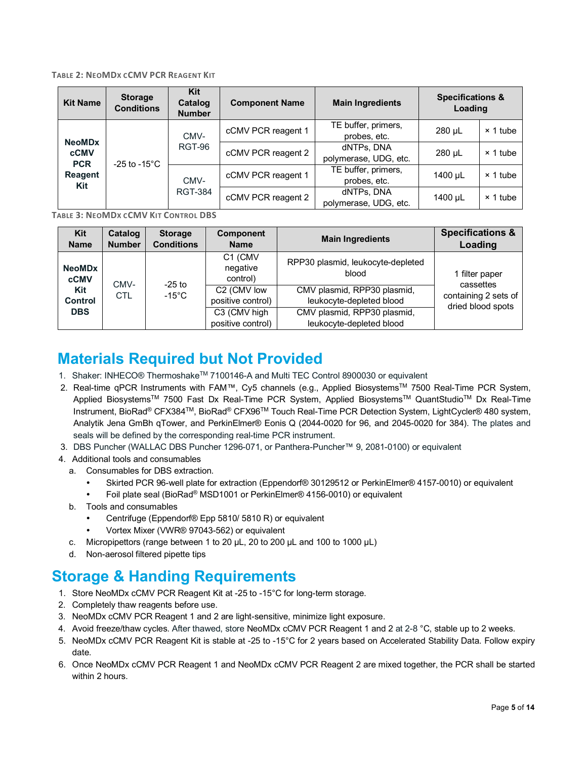TABLE 2: NEOMDX CCMV PCR REAGENT KIT

| Kit Name | Storage Conditions | Kit Catalog Number | Component Name | Main Ingredients | Specifications & Loading | |
|---|---|---|---|---|---|---|
| NeoMDx cCMV PCR Reagent Kit | -25 to -15°C | CMV-RGT-96 | cCMV PCR reagent 1 | TE buffer, primers, probes, etc. | 280 µL | × 1 tube |
| | | | cCMV PCR reagent 2 | dNTPs, DNA polymerase, UDG, etc. | 280 µL | × 1 tube |
| | | CMV-RGT-384 | cCMV PCR reagent 1 | TE buffer, primers, probes, etc. | 1400 µL | × 1 tube |
| | | | cCMV PCR reagent 2 | dNTPs, DNA polymerase, UDG, etc. | 1400 µL | × 1 tube |

TABLE 3: NEOMDX CCMV KIT CONTROL DBS

| Kit Name | Catalog Number | Storage Conditions | Component Name | Main Ingredients | Specifications & Loading |
|---|---|---|---|---|---|
| NeoMDx cCMV Kit Control DBS | CMV-CTL | -25 to -15°C | C1 (CMV negative control) | RPP30 plasmid, leukocyte-depleted blood | 1 filter paper cassettes containing 2 sets of dried blood spots |
| | | | C2 (CMV low positive control) | CMV plasmid, RPP30 plasmid, leukocyte-depleted blood | |
| | | | C3 (CMV high positive control) | CMV plasmid, RPP30 plasmid, leukocyte-depleted blood | |

# Materials Required but Not Provided

1. Shaker: INHECO® Thermoshake™ 7100146-A and Multi TEC Control 8900030 or equivalent
2. Real-time qPCR Instruments with FAM™, Cy5 channels (e.g., Applied Biosystems™ 7500 Real-Time PCR System, Applied Biosystems™ 7500 Fast Dx Real-Time PCR System, Applied Biosystems™ QuantStudio™ Dx Real-Time Instrument, BioRad® CFX384™, BioRad® CFX96™ Touch Real-Time PCR Detection System, LightCycler® 480 system, Analytik Jena GmbH qTower, and PerkinElmer® Eonis Q (2044-0020 for 96, and 2045-0020 for 384). The plates and seals will be defined by the corresponding real-time PCR instrument.
3. DBS Puncher (WALLAC DBS Puncher 1296-071, or Panthera-Puncher™ 9, 2081-0100) or equivalent
4. Additional tools and consumables
   a. Consumables for DBS extraction.
      - Skirted PCR 96-well plate for extraction (Eppendorf® 30129512 or PerkinElmer® 4157-0010) or equivalent
      - Foil plate seal (BioRad® MSD1001 or PerkinElmer® 4156-0010) or equivalent
   b. Tools and consumables
      - Centrifuge (Eppendorf® Epp 5810/ 5810 R) or equivalent
      - Vortex Mixer (VWR® 97043-562) or equivalent
   c. Micropipettors (range between 1 to 20 µL, 20 to 200 µL and 100 to 1000 µL)
   d. Non-aerosol filtered pipette tips

# Storage & Handing Requirements

1. Store NeoMDx cCMV PCR Reagent Kit at -25 to -15°C for long-term storage.
2. Completely thaw reagents before use.
3. NeoMDx cCMV PCR Reagent 1 and 2 are light-sensitive, minimize light exposure.
4. Avoid freeze/thaw cycles. After thawed, store NeoMDx cCMV PCR Reagent 1 and 2 at 2-8 °C, stable up to 2 weeks.
5. NeoMDx cCMV PCR Reagent Kit is stable at -25 to -15°C for 2 years based on Accelerated Stability Data. Follow expiry date.
6. Once NeoMDx cCMV PCR Reagent 1 and NeoMDx cCMV PCR Reagent 2 are mixed together, the PCR shall be started within 2 hours.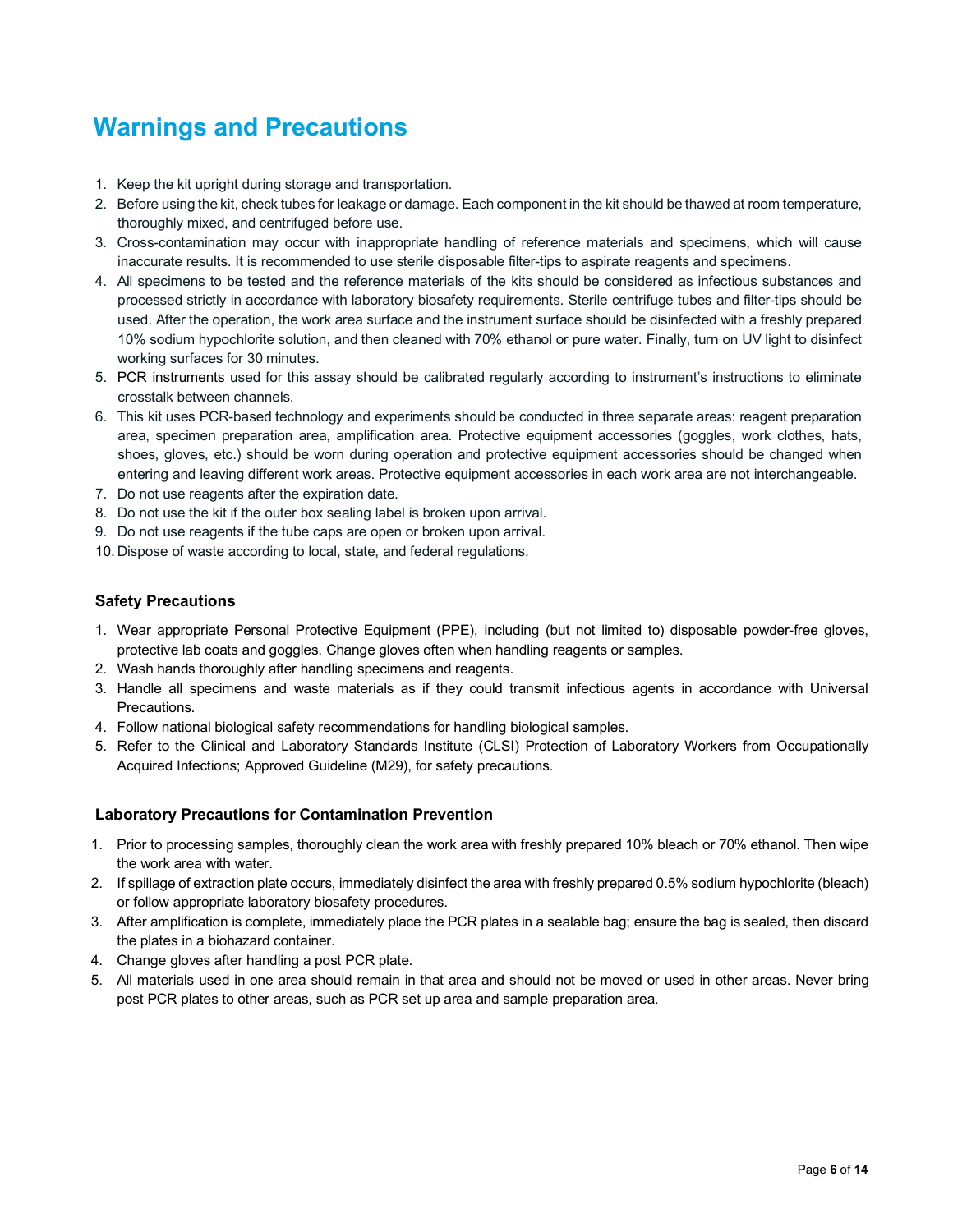# Warnings and Precautions

1. Keep the kit upright during storage and transportation.
2. Before using the kit, check tubes for leakage or damage. Each component in the kit should be thawed at room temperature, thoroughly mixed, and centrifuged before use.
3. Cross-contamination may occur with inappropriate handling of reference materials and specimens, which will cause inaccurate results. It is recommended to use sterile disposable filter-tips to aspirate reagents and specimens.
4. All specimens to be tested and the reference materials of the kits should be considered as infectious substances and processed strictly in accordance with laboratory biosafety requirements. Sterile centrifuge tubes and filter-tips should be used. After the operation, the work area surface and the instrument surface should be disinfected with a freshly prepared 10% sodium hypochlorite solution, and then cleaned with 70% ethanol or pure water. Finally, turn on UV light to disinfect working surfaces for 30 minutes.
5. PCR instruments used for this assay should be calibrated regularly according to instrument's instructions to eliminate crosstalk between channels.
6. This kit uses PCR-based technology and experiments should be conducted in three separate areas: reagent preparation area, specimen preparation area, amplification area. Protective equipment accessories (goggles, work clothes, hats, shoes, gloves, etc.) should be worn during operation and protective equipment accessories should be changed when entering and leaving different work areas. Protective equipment accessories in each work area are not interchangeable.
7. Do not use reagents after the expiration date.
8. Do not use the kit if the outer box sealing label is broken upon arrival.
9. Do not use reagents if the tube caps are open or broken upon arrival.
10. Dispose of waste according to local, state, and federal regulations.

### Safety Precautions

1. Wear appropriate Personal Protective Equipment (PPE), including (but not limited to) disposable powder-free gloves, protective lab coats and goggles. Change gloves often when handling reagents or samples.
2. Wash hands thoroughly after handling specimens and reagents.
3. Handle all specimens and waste materials as if they could transmit infectious agents in accordance with Universal Precautions.
4. Follow national biological safety recommendations for handling biological samples.
5. Refer to the Clinical and Laboratory Standards Institute (CLSI) Protection of Laboratory Workers from Occupationally Acquired Infections; Approved Guideline (M29), for safety precautions.

### Laboratory Precautions for Contamination Prevention

1. Prior to processing samples, thoroughly clean the work area with freshly prepared 10% bleach or 70% ethanol. Then wipe the work area with water.
2. If spillage of extraction plate occurs, immediately disinfect the area with freshly prepared 0.5% sodium hypochlorite (bleach) or follow appropriate laboratory biosafety procedures.
3. After amplification is complete, immediately place the PCR plates in a sealable bag; ensure the bag is sealed, then discard the plates in a biohazard container.
4. Change gloves after handling a post PCR plate.
5. All materials used in one area should remain in that area and should not be moved or used in other areas. Never bring post PCR plates to other areas, such as PCR set up area and sample preparation area.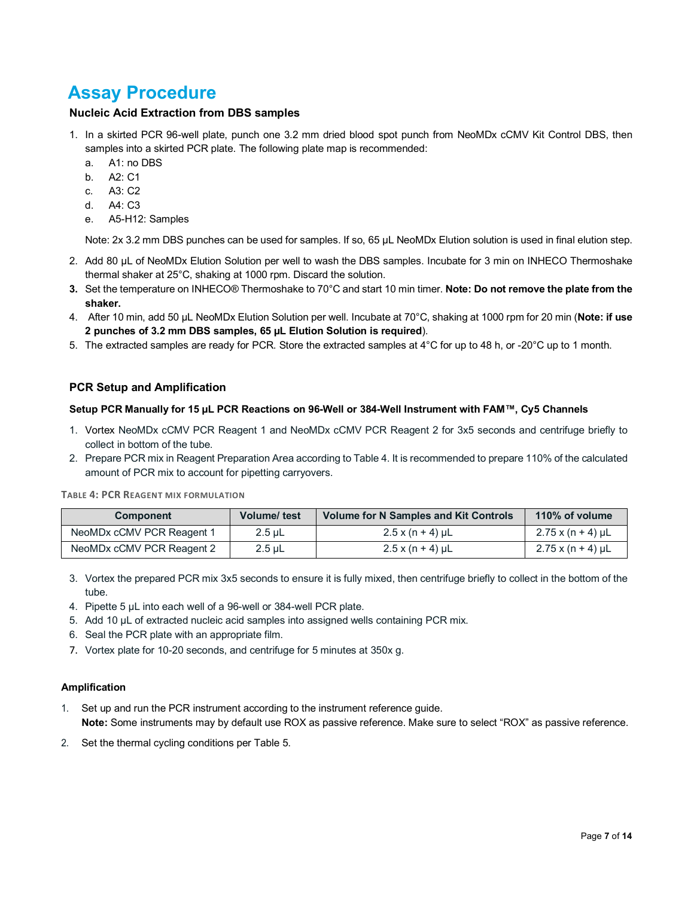# Assay Procedure

### Nucleic Acid Extraction from DBS samples

1. In a skirted PCR 96-well plate, punch one 3.2 mm dried blood spot punch from NeoMDx cCMV Kit Control DBS, then samples into a skirted PCR plate. The following plate map is recommended:
   a. A1: no DBS
   b. A2: C1
   c. A3: C2
   d. A4: C3
   e. A5-H12: Samples

   Note: 2x 3.2 mm DBS punches can be used for samples. If so, 65 µL NeoMDx Elution solution is used in final elution step.

2. Add 80 µL of NeoMDx Elution Solution per well to wash the DBS samples. Incubate for 3 min on INHECO Thermoshake thermal shaker at 25°C, shaking at 1000 rpm. Discard the solution.
3. Set the temperature on INHECO® Thermoshake to 70°C and start 10 min timer. **Note: Do not remove the plate from the shaker.**
4. After 10 min, add 50 µL NeoMDx Elution Solution per well. Incubate at 70°C, shaking at 1000 rpm for 20 min (**Note: if use 2 punches of 3.2 mm DBS samples, 65 µL Elution Solution is required**).
5. The extracted samples are ready for PCR. Store the extracted samples at 4°C for up to 48 h, or -20°C up to 1 month.

### PCR Setup and Amplification

#### Setup PCR Manually for 15 µL PCR Reactions on 96-Well or 384-Well Instrument with FAM™, Cy5 Channels

1. Vortex NeoMDx cCMV PCR Reagent 1 and NeoMDx cCMV PCR Reagent 2 for 3x5 seconds and centrifuge briefly to collect in bottom of the tube.
2. Prepare PCR mix in Reagent Preparation Area according to Table 4. It is recommended to prepare 110% of the calculated amount of PCR mix to account for pipetting carryovers.

TABLE 4: PCR REAGENT MIX FORMULATION

| Component | Volume/ test | Volume for N Samples and Kit Controls | 110% of volume |
|---|---|---|---|
| NeoMDx cCMV PCR Reagent 1 | 2.5 µL | 2.5 x (n + 4) µL | 2.75 x (n + 4) µL |
| NeoMDx cCMV PCR Reagent 2 | 2.5 µL | 2.5 x (n + 4) µL | 2.75 x (n + 4) µL |

3. Vortex the prepared PCR mix 3x5 seconds to ensure it is fully mixed, then centrifuge briefly to collect in the bottom of the tube.
4. Pipette 5 µL into each well of a 96-well or 384-well PCR plate.
5. Add 10 µL of extracted nucleic acid samples into assigned wells containing PCR mix.
6. Seal the PCR plate with an appropriate film.
7. Vortex plate for 10-20 seconds, and centrifuge for 5 minutes at 350x g.

#### Amplification

1. Set up and run the PCR instrument according to the instrument reference guide.
   **Note:** Some instruments may by default use ROX as passive reference. Make sure to select "ROX" as passive reference.
2. Set the thermal cycling conditions per Table 5.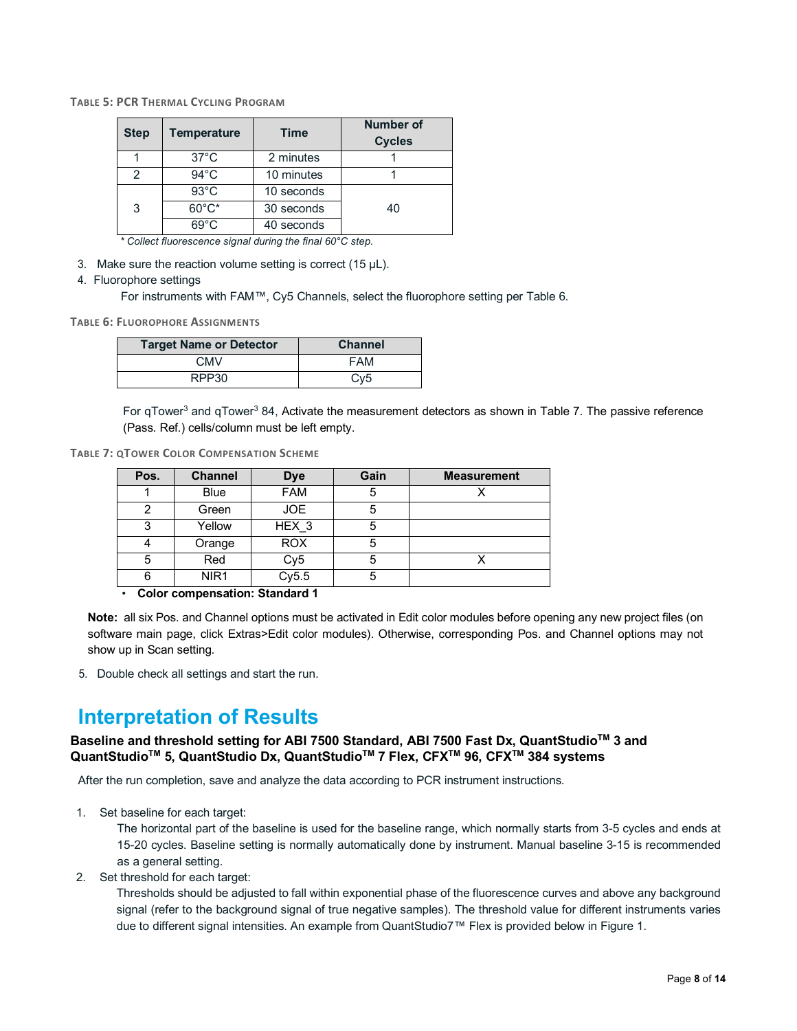TABLE 5: PCR THERMAL CYCLING PROGRAM

| Step | Temperature | Time | Number of Cycles |
|---|---|---|---|
| 1 | 37°C | 2 minutes | 1 |
| 2 | 94°C | 10 minutes | 1 |
| 3 | 93°C | 10 seconds | 40 |
| | 60°C* | 30 seconds | |
| | 69°C | 40 seconds | |

\* Collect fluorescence signal during the final 60°C step.

3. Make sure the reaction volume setting is correct (15 µL).
4. Fluorophore settings

   For instruments with FAM™, Cy5 Channels, select the fluorophore setting per Table 6.

TABLE 6: FLUOROPHORE ASSIGNMENTS

| Target Name or Detector | Channel |
|---|---|
| CMV | FAM |
| RPP30 | Cy5 |

For qTower$^3$ and qTower$^3$ 84, Activate the measurement detectors as shown in Table 7. The passive reference (Pass. Ref.) cells/column must be left empty.

TABLE 7: QTOWER COLOR COMPENSATION SCHEME

| Pos. | Channel | Dye | Gain | Measurement |
|---|---|---|---|---|
| 1 | Blue | FAM | 5 | X |
| 2 | Green | JOE | 5 | |
| 3 | Yellow | HEX_3 | 5 | |
| 4 | Orange | ROX | 5 | |
| 5 | Red | Cy5 | 5 | X |
| 6 | NIR1 | Cy5.5 | 5 | |

- **Color compensation: Standard 1**

**Note:** all six Pos. and Channel options must be activated in Edit color modules before opening any new project files (on software main page, click Extras>Edit color modules). Otherwise, corresponding Pos. and Channel options may not show up in Scan setting.

5. Double check all settings and start the run.

# Interpretation of Results

### Baseline and threshold setting for ABI 7500 Standard, ABI 7500 Fast Dx, QuantStudio™ 3 and QuantStudio™ 5, QuantStudio Dx, QuantStudio™ 7 Flex, CFX™ 96, CFX™ 384 systems

After the run completion, save and analyze the data according to PCR instrument instructions.

1. Set baseline for each target:

   The horizontal part of the baseline is used for the baseline range, which normally starts from 3-5 cycles and ends at 15-20 cycles. Baseline setting is normally automatically done by instrument. Manual baseline 3-15 is recommended as a general setting.

2. Set threshold for each target:

   Thresholds should be adjusted to fall within exponential phase of the fluorescence curves and above any background signal (refer to the background signal of true negative samples). The threshold value for different instruments varies due to different signal intensities. An example from QuantStudio7™ Flex is provided below in Figure 1.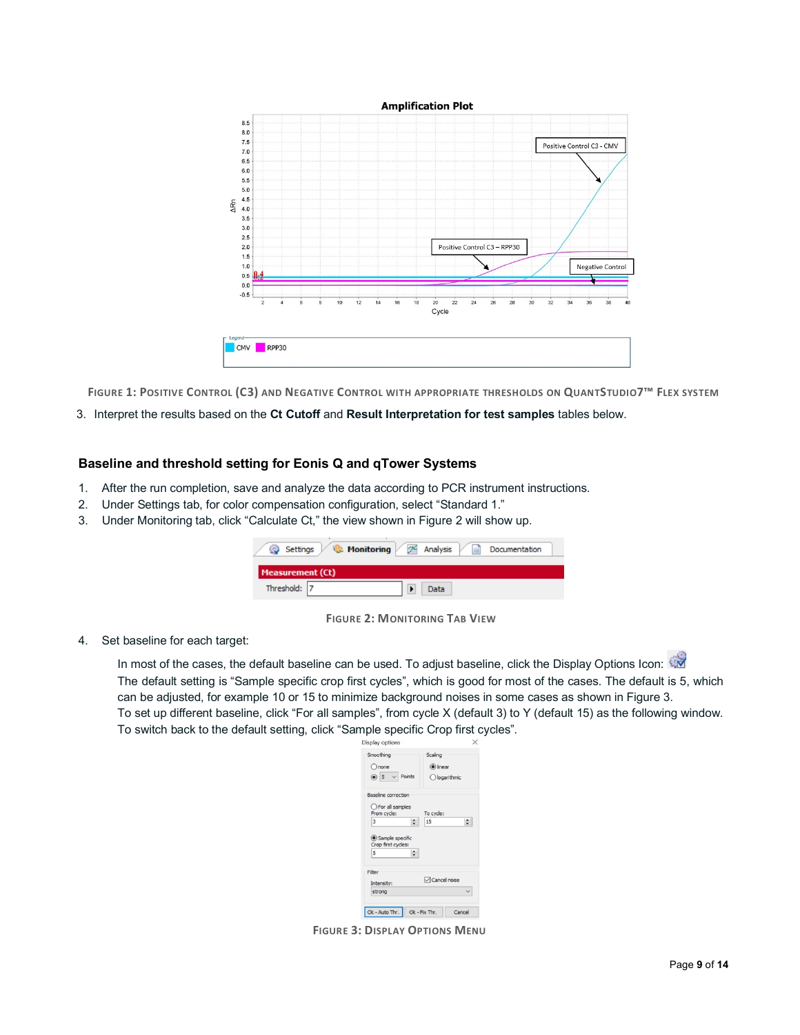FIGURE 1: POSITIVE CONTROL (C3) AND NEGATIVE CONTROL WITH APPROPRIATE THRESHOLDS ON QUANTSTUDIO7™ FLEX SYSTEM

3. Interpret the results based on the **Ct Cutoff** and **Result Interpretation for test samples** tables below.

### Baseline and threshold setting for Eonis Q and qTower Systems

1. After the run completion, save and analyze the data according to PCR instrument instructions.
2. Under Settings tab, for color compensation configuration, select "Standard 1."
3. Under Monitoring tab, click "Calculate Ct," the view shown in Figure 2 will show up.

FIGURE 2: MONITORING TAB VIEW

4. Set baseline for each target:

   In most of the cases, the default baseline can be used. To adjust baseline, click the Display Options Icon:
   The default setting is "Sample specific crop first cycles", which is good for most of the cases. The default is 5, which can be adjusted, for example 10 or 15 to minimize background noises in some cases as shown in Figure 3.
   To set up different baseline, click "For all samples", from cycle X (default 3) to Y (default 15) as the following window.
   To switch back to the default setting, click "Sample specific Crop first cycles".

FIGURE 3: DISPLAY OPTIONS MENU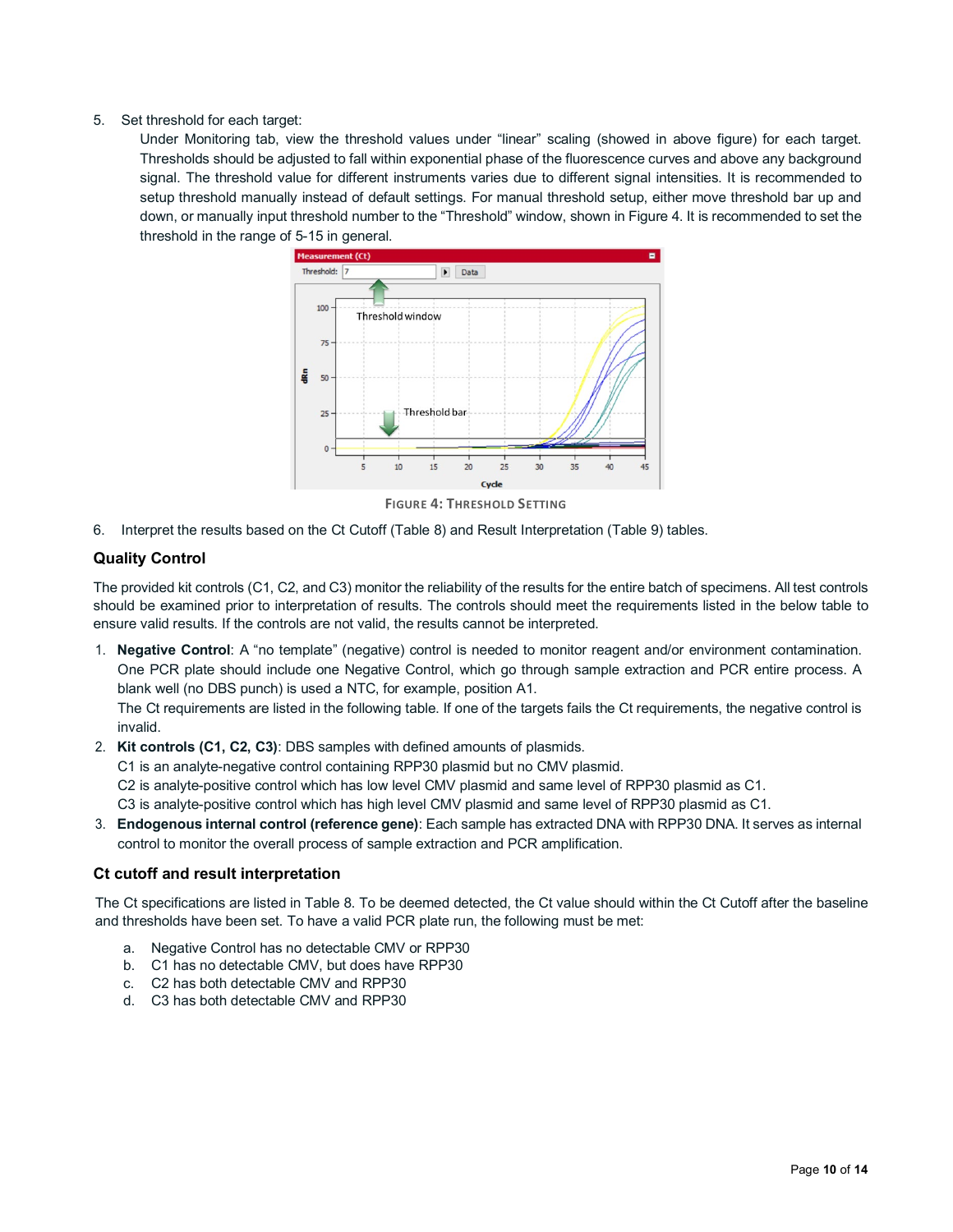5. Set threshold for each target:
   Under Monitoring tab, view the threshold values under "linear" scaling (showed in above figure) for each target. Thresholds should be adjusted to fall within exponential phase of the fluorescence curves and above any background signal. The threshold value for different instruments varies due to different signal intensities. It is recommended to setup threshold manually instead of default settings. For manual threshold setup, either move threshold bar up and down, or manually input threshold number to the "Threshold" window, shown in Figure 4. It is recommended to set the threshold in the range of 5-15 in general.

FIGURE 4: THRESHOLD SETTING

6. Interpret the results based on the Ct Cutoff (Table 8) and Result Interpretation (Table 9) tables.

### Quality Control

The provided kit controls (C1, C2, and C3) monitor the reliability of the results for the entire batch of specimens. All test controls should be examined prior to interpretation of results. The controls should meet the requirements listed in the below table to ensure valid results. If the controls are not valid, the results cannot be interpreted.

1. **Negative Control**: A "no template" (negative) control is needed to monitor reagent and/or environment contamination. One PCR plate should include one Negative Control, which go through sample extraction and PCR entire process. A blank well (no DBS punch) is used a NTC, for example, position A1.
   The Ct requirements are listed in the following table. If one of the targets fails the Ct requirements, the negative control is invalid.
2. **Kit controls (C1, C2, C3)**: DBS samples with defined amounts of plasmids.
   C1 is an analyte-negative control containing RPP30 plasmid but no CMV plasmid.
   C2 is analyte-positive control which has low level CMV plasmid and same level of RPP30 plasmid as C1.
   C3 is analyte-positive control which has high level CMV plasmid and same level of RPP30 plasmid as C1.
3. **Endogenous internal control (reference gene)**: Each sample has extracted DNA with RPP30 DNA. It serves as internal control to monitor the overall process of sample extraction and PCR amplification.

### Ct cutoff and result interpretation

The Ct specifications are listed in Table 8. To be deemed detected, the Ct value should within the Ct Cutoff after the baseline and thresholds have been set. To have a valid PCR plate run, the following must be met:

a. Negative Control has no detectable CMV or RPP30
b. C1 has no detectable CMV, but does have RPP30
c. C2 has both detectable CMV and RPP30
d. C3 has both detectable CMV and RPP30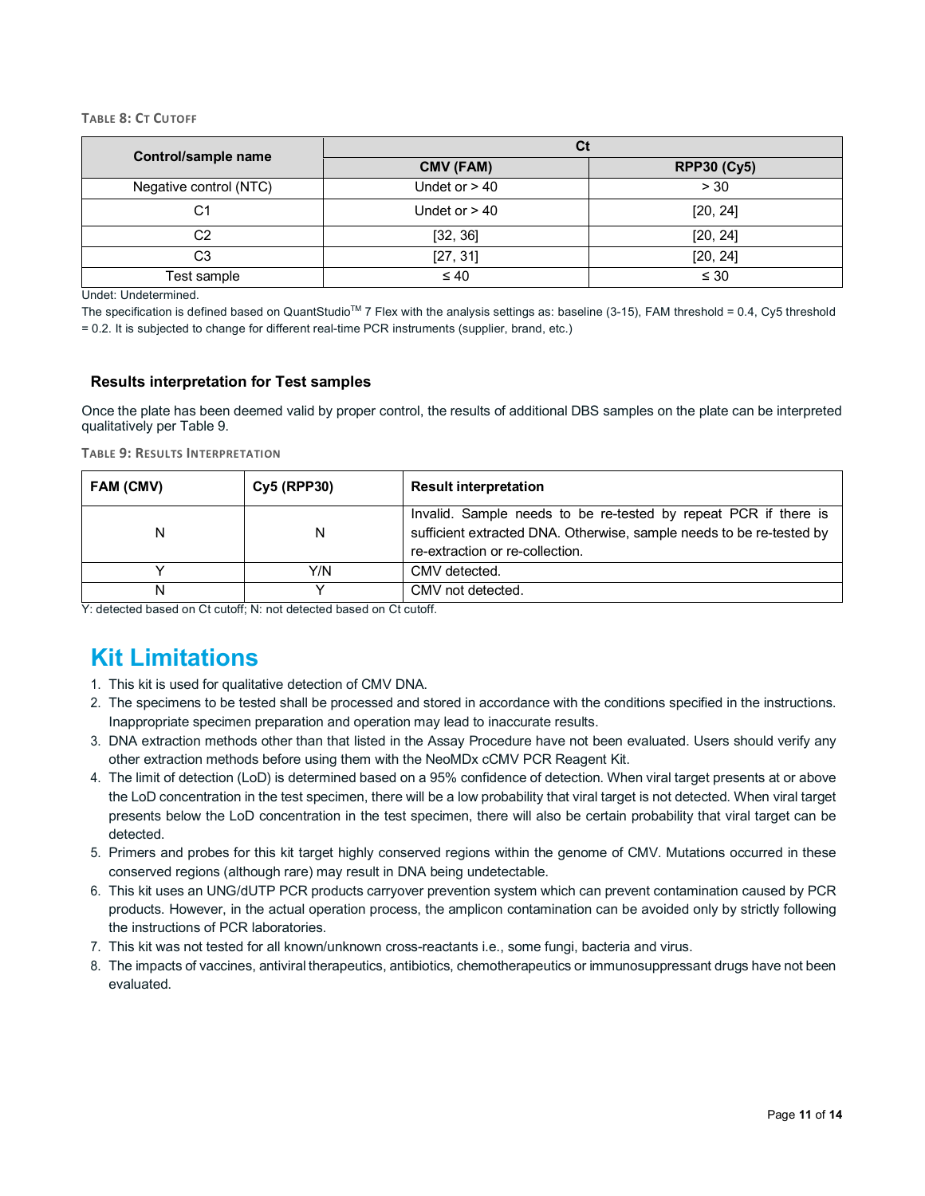TABLE 8: CT CUTOFF

| Control/sample name | Ct | |
|---|---|---|
| | CMV (FAM) | RPP30 (Cy5) |
| Negative control (NTC) | Undet or > 40 | > 30 |
| C1 | Undet or > 40 | [20, 24] |
| C2 | [32, 36] | [20, 24] |
| C3 | [27, 31] | [20, 24] |
| Test sample | ≤ 40 | ≤ 30 |

Undet: Undetermined.

The specification is defined based on QuantStudio™ 7 Flex with the analysis settings as: baseline (3-15), FAM threshold = 0.4, Cy5 threshold = 0.2. It is subjected to change for different real-time PCR instruments (supplier, brand, etc.)

### Results interpretation for Test samples

Once the plate has been deemed valid by proper control, the results of additional DBS samples on the plate can be interpreted qualitatively per Table 9.

TABLE 9: RESULTS INTERPRETATION

| FAM (CMV) | Cy5 (RPP30) | Result interpretation |
|---|---|---|
| N | N | Invalid. Sample needs to be re-tested by repeat PCR if there is sufficient extracted DNA. Otherwise, sample needs to be re-tested by re-extraction or re-collection. |
| Y | Y/N | CMV detected. |
| N | Y | CMV not detected. |

Y: detected based on Ct cutoff; N: not detected based on Ct cutoff.

# Kit Limitations

1. This kit is used for qualitative detection of CMV DNA.
2. The specimens to be tested shall be processed and stored in accordance with the conditions specified in the instructions. Inappropriate specimen preparation and operation may lead to inaccurate results.
3. DNA extraction methods other than that listed in the Assay Procedure have not been evaluated. Users should verify any other extraction methods before using them with the NeoMDx cCMV PCR Reagent Kit.
4. The limit of detection (LoD) is determined based on a 95% confidence of detection. When viral target presents at or above the LoD concentration in the test specimen, there will be a low probability that viral target is not detected. When viral target presents below the LoD concentration in the test specimen, there will also be certain probability that viral target can be detected.
5. Primers and probes for this kit target highly conserved regions within the genome of CMV. Mutations occurred in these conserved regions (although rare) may result in DNA being undetectable.
6. This kit uses an UNG/dUTP PCR products carryover prevention system which can prevent contamination caused by PCR products. However, in the actual operation process, the amplicon contamination can be avoided only by strictly following the instructions of PCR laboratories.
7. This kit was not tested for all known/unknown cross-reactants i.e., some fungi, bacteria and virus.
8. The impacts of vaccines, antiviral therapeutics, antibiotics, chemotherapeutics or immunosuppressant drugs have not been evaluated.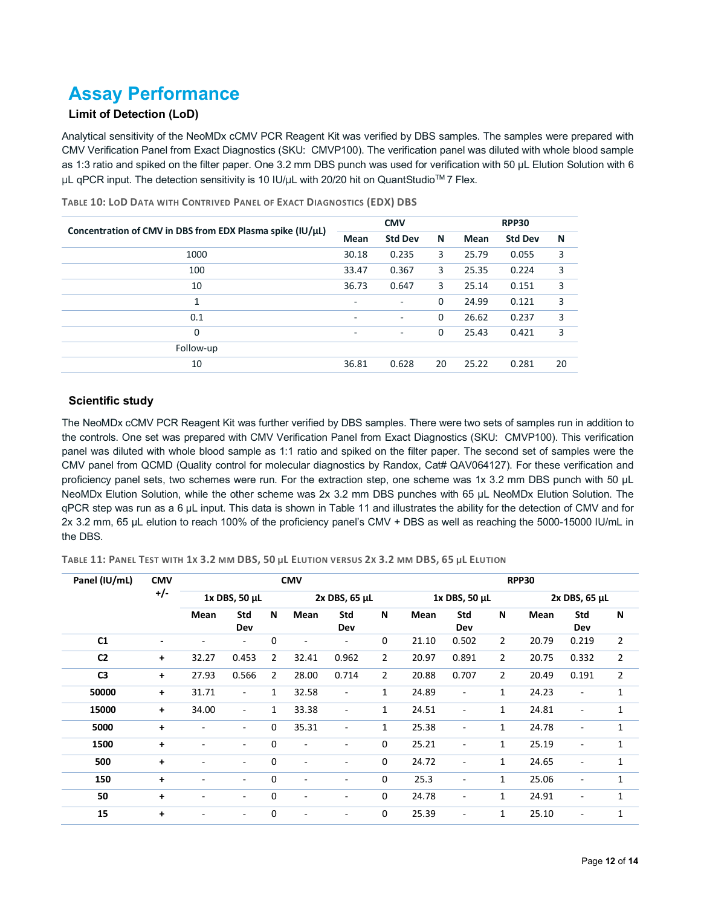# Assay Performance

### Limit of Detection (LoD)

Analytical sensitivity of the NeoMDx cCMV PCR Reagent Kit was verified by DBS samples. The samples were prepared with CMV Verification Panel from Exact Diagnostics (SKU: CMVP100). The verification panel was diluted with whole blood sample as 1:3 ratio and spiked on the filter paper. One 3.2 mm DBS punch was used for verification with 50 µL Elution Solution with 6 µL qPCR input. The detection sensitivity is 10 IU/µL with 20/20 hit on QuantStudio™ 7 Flex.

TABLE 10: LOD DATA WITH CONTRIVED PANEL OF EXACT DIAGNOSTICS (EDX) DBS

| Concentration of CMV in DBS from EDX Plasma spike (IU/µL) | CMV | | | RPP30 | | |
|---|---|---|---|---|---|---|
| | Mean | Std Dev | N | Mean | Std Dev | N |
| 1000 | 30.18 | 0.235 | 3 | 25.79 | 0.055 | 3 |
| 100 | 33.47 | 0.367 | 3 | 25.35 | 0.224 | 3 |
| 10 | 36.73 | 0.647 | 3 | 25.14 | 0.151 | 3 |
| 1 | - | - | 0 | 24.99 | 0.121 | 3 |
| 0.1 | - | - | 0 | 26.62 | 0.237 | 3 |
| 0 | - | - | 0 | 25.43 | 0.421 | 3 |
| Follow-up | | | | | | |
| 10 | 36.81 | 0.628 | 20 | 25.22 | 0.281 | 20 |

### Scientific study

The NeoMDx cCMV PCR Reagent Kit was further verified by DBS samples. There were two sets of samples run in addition to the controls. One set was prepared with CMV Verification Panel from Exact Diagnostics (SKU: CMVP100). This verification panel was diluted with whole blood sample as 1:1 ratio and spiked on the filter paper. The second set of samples were the CMV panel from QCMD (Quality control for molecular diagnostics by Randox, Cat# QAV064127). For these verification and proficiency panel sets, two schemes were run. For the extraction step, one scheme was 1x 3.2 mm DBS punch with 50 µL NeoMDx Elution Solution, while the other scheme was 2x 3.2 mm DBS punches with 65 µL NeoMDx Elution Solution. The qPCR step was run as a 6 µL input. This data is shown in Table 11 and illustrates the ability for the detection of CMV and for 2x 3.2 mm, 65 µL elution to reach 100% of the proficiency panel's CMV + DBS as well as reaching the 5000-15000 IU/mL in the DBS.

TABLE 11: PANEL TEST WITH 1X 3.2 MM DBS, 50 µL ELUTION VERSUS 2X 3.2 MM DBS, 65 µL ELUTION

| Panel (IU/mL) | CMV +/- | CMV | | | | | | RPP30 | | | | | |
|---|---|---|---|---|---|---|---|---|---|---|---|---|---|
| | | 1x DBS, 50 µL | | | 2x DBS, 65 µL | | | 1x DBS, 50 µL | | | 2x DBS, 65 µL | | |
| | | Mean | Std Dev | N | Mean | Std Dev | N | Mean | Std Dev | N | Mean | Std Dev | N |
| C1 | - | - | - | 0 | - | - | 0 | 21.10 | 0.502 | 2 | 20.79 | 0.219 | 2 |
| C2 | + | 32.27 | 0.453 | 2 | 32.41 | 0.962 | 2 | 20.97 | 0.891 | 2 | 20.75 | 0.332 | 2 |
| C3 | + | 27.93 | 0.566 | 2 | 28.00 | 0.714 | 2 | 20.88 | 0.707 | 2 | 20.49 | 0.191 | 2 |
| 50000 | + | 31.71 | - | 1 | 32.58 | - | 1 | 24.89 | - | 1 | 24.23 | - | 1 |
| 15000 | + | 34.00 | - | 1 | 33.38 | - | 1 | 24.51 | - | 1 | 24.81 | - | 1 |
| 5000 | + | - | - | 0 | 35.31 | - | 1 | 25.38 | - | 1 | 24.78 | - | 1 |
| 1500 | + | - | - | 0 | - | - | 0 | 25.21 | - | 1 | 25.19 | - | 1 |
| 500 | + | - | - | 0 | - | - | 0 | 24.72 | - | 1 | 24.65 | - | 1 |
| 150 | + | - | - | 0 | - | - | 0 | 25.3 | - | 1 | 25.06 | - | 1 |
| 50 | + | - | - | 0 | - | - | 0 | 24.78 | - | 1 | 24.91 | - | 1 |
| 15 | + | - | - | 0 | - | - | 0 | 25.39 | - | 1 | 25.10 | - | 1 |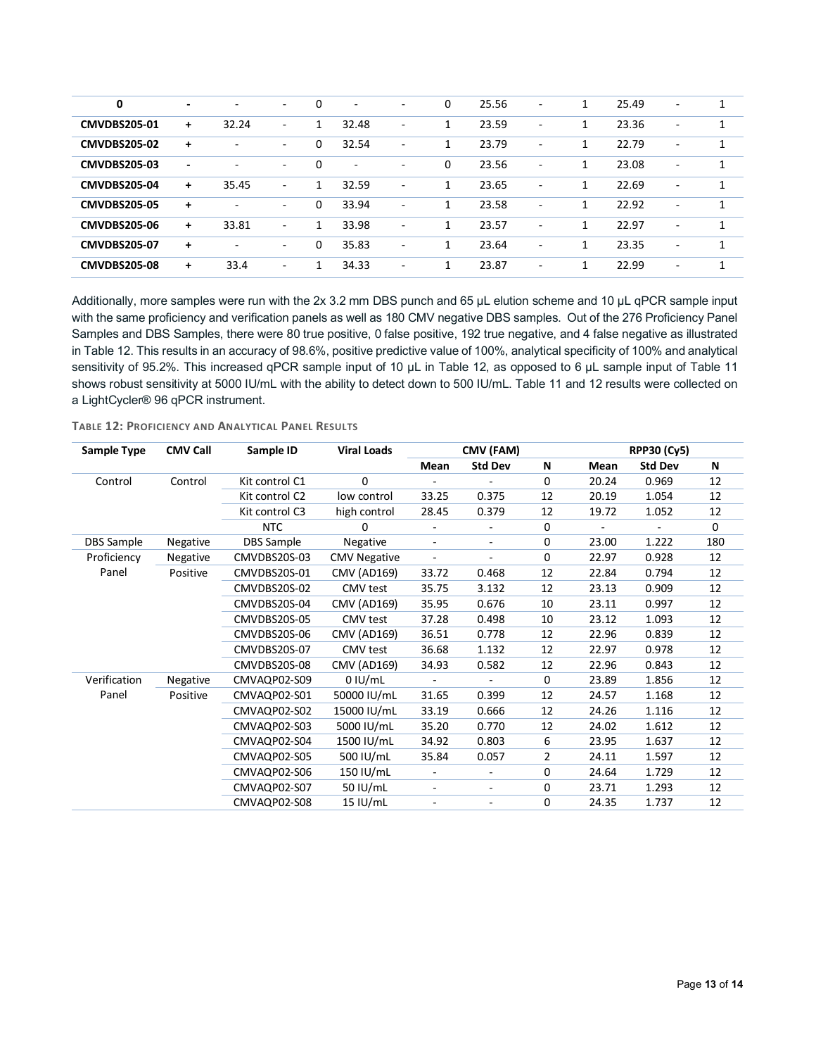| 0 | - | - | - | 0 | - | - | 0 | 25.56 | - | 1 | 25.49 | - | 1 |
|---|---|---|---|---|---|---|---|---|---|---|---|---|---|
| **CMVDBS205-01** | + | 32.24 | - | 1 | 32.48 | - | 1 | 23.59 | - | 1 | 23.36 | - | 1 |
| **CMVDBS205-02** | + | - | - | 0 | 32.54 | - | 1 | 23.79 | - | 1 | 22.79 | - | 1 |
| **CMVDBS205-03** | - | - | - | 0 | - | - | 0 | 23.56 | - | 1 | 23.08 | - | 1 |
| **CMVDBS205-04** | + | 35.45 | - | 1 | 32.59 | - | 1 | 23.65 | - | 1 | 22.69 | - | 1 |
| **CMVDBS205-05** | + | - | - | 0 | 33.94 | - | 1 | 23.58 | - | 1 | 22.92 | - | 1 |
| **CMVDBS205-06** | + | 33.81 | - | 1 | 33.98 | - | 1 | 23.57 | - | 1 | 22.97 | - | 1 |
| **CMVDBS205-07** | + | - | - | 0 | 35.83 | - | 1 | 23.64 | - | 1 | 23.35 | - | 1 |
| **CMVDBS205-08** | + | 33.4 | - | 1 | 34.33 | - | 1 | 23.87 | - | 1 | 22.99 | - | 1 |

Additionally, more samples were run with the 2x 3.2 mm DBS punch and 65 µL elution scheme and 10 µL qPCR sample input with the same proficiency and verification panels as well as 180 CMV negative DBS samples. Out of the 276 Proficiency Panel Samples and DBS Samples, there were 80 true positive, 0 false positive, 192 true negative, and 4 false negative as illustrated in Table 12. This results in an accuracy of 98.6%, positive predictive value of 100%, analytical specificity of 100% and analytical sensitivity of 95.2%. This increased qPCR sample input of 10 µL in Table 12, as opposed to 6 µL sample input of Table 11 shows robust sensitivity at 5000 IU/mL with the ability to detect down to 500 IU/mL. Table 11 and 12 results were collected on a LightCycler® 96 qPCR instrument.

**TABLE 12: PROFICIENCY AND ANALYTICAL PANEL RESULTS**

| Sample Type | CMV Call | Sample ID | Viral Loads | CMV (FAM) | | | RPP30 (Cy5) | | |
|---|---|---|---|---|---|---|---|---|---|
| | | | | Mean | Std Dev | N | Mean | Std Dev | N |
| Control | Control | Kit control C1 | 0 | - | - | 0 | 20.24 | 0.969 | 12 |
| | | Kit control C2 | low control | 33.25 | 0.375 | 12 | 20.19 | 1.054 | 12 |
| | | Kit control C3 | high control | 28.45 | 0.379 | 12 | 19.72 | 1.052 | 12 |
| | | NTC | 0 | - | - | 0 | - | - | 0 |
| DBS Sample | Negative | DBS Sample | Negative | - | - | 0 | 23.00 | 1.222 | 180 |
| Proficiency Panel | Negative | CMVDBS20S-03 | CMV Negative | - | - | 0 | 22.97 | 0.928 | 12 |
| | Positive | CMVDBS20S-01 | CMV (AD169) | 33.72 | 0.468 | 12 | 22.84 | 0.794 | 12 |
| | | CMVDBS20S-02 | CMV test | 35.75 | 3.132 | 12 | 23.13 | 0.909 | 12 |
| | | CMVDBS20S-04 | CMV (AD169) | 35.95 | 0.676 | 10 | 23.11 | 0.997 | 12 |
| | | CMVDBS20S-05 | CMV test | 37.28 | 0.498 | 10 | 23.12 | 1.093 | 12 |
| | | CMVDBS20S-06 | CMV (AD169) | 36.51 | 0.778 | 12 | 22.96 | 0.839 | 12 |
| | | CMVDBS20S-07 | CMV test | 36.68 | 1.132 | 12 | 22.97 | 0.978 | 12 |
| | | CMVDBS20S-08 | CMV (AD169) | 34.93 | 0.582 | 12 | 22.96 | 0.843 | 12 |
| Verification Panel | Negative | CMVAQP02-S09 | 0 IU/mL | - | - | 0 | 23.89 | 1.856 | 12 |
| | Positive | CMVAQP02-S01 | 50000 IU/mL | 31.65 | 0.399 | 12 | 24.57 | 1.168 | 12 |
| | | CMVAQP02-S02 | 15000 IU/mL | 33.19 | 0.666 | 12 | 24.26 | 1.116 | 12 |
| | | CMVAQP02-S03 | 5000 IU/mL | 35.20 | 0.770 | 12 | 24.02 | 1.612 | 12 |
| | | CMVAQP02-S04 | 1500 IU/mL | 34.92 | 0.803 | 6 | 23.95 | 1.637 | 12 |
| | | CMVAQP02-S05 | 500 IU/mL | 35.84 | 0.057 | 2 | 24.11 | 1.597 | 12 |
| | | CMVAQP02-S06 | 150 IU/mL | - | - | 0 | 24.64 | 1.729 | 12 |
| | | CMVAQP02-S07 | 50 IU/mL | - | - | 0 | 23.71 | 1.293 | 12 |
| | | CMVAQP02-S08 | 15 IU/mL | - | - | 0 | 24.35 | 1.737 | 12 |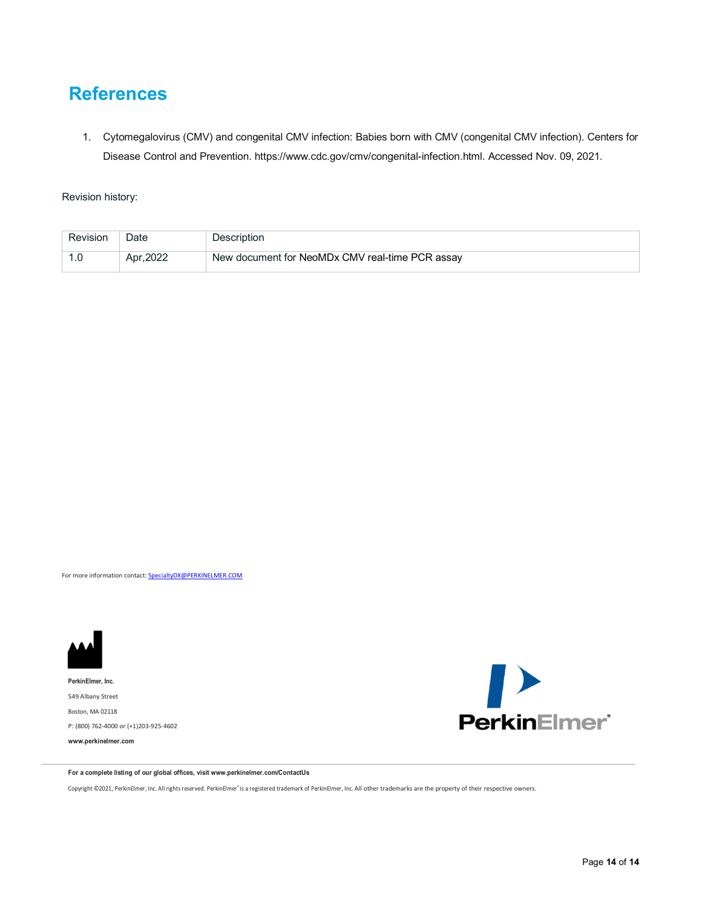# References

1. Cytomegalovirus (CMV) and congenital CMV infection: Babies born with CMV (congenital CMV infection). Centers for Disease Control and Prevention. https://www.cdc.gov/cmv/congenital-infection.html. Accessed Nov. 09, 2021.

Revision history:

| Revision | Date | Description |
|---|---|---|
| 1.0 | Apr,2022 | New document for NeoMDx CMV real-time PCR assay |

For more information contact: SpecialtyDX@PERKINELMER.COM

**PerkinElmer, Inc.**

549 Albany Street

Boston, MA 02118

P: (800) 762-4000 or (+1)203-925-4602

**www.perkinelmer.com**

PerkinElmer®

**For a complete listing of our global offices, visit www.perkinelmer.com/ContactUs**

Copyright ©2021, PerkinElmer, Inc. All rights reserved. PerkinElmer® is a registered trademark of PerkinElmer, Inc. All other trademarks are the property of their respective owners.